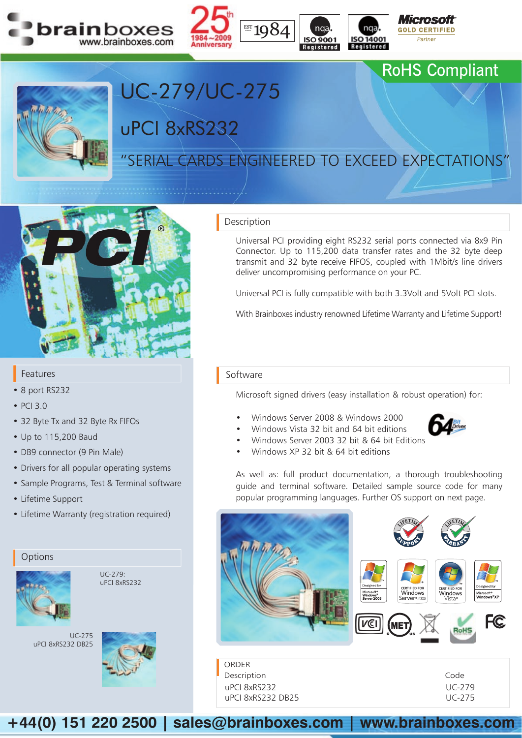brainboxes www.brainboxes.com

25th 1984~2009 Anniversary | EST 1984 | ISO 9001 Registered | ISO 14001 Registered | Microsoft GOLD CERTIFIED Partner

RoHS Compliant

# UC-279/UC-275

## uPCI 8xRS232

"SERIAL CARDS ENGINEERED TO EXCEED EXPECTATIONS"

## Description

Universal PCI providing eight RS232 serial ports connected via 8x9 Pin Connector. Up to 115,200 data transfer rates and the 32 byte deep transmit and 32 byte receive FIFOS, coupled with 1Mbit/s line drivers deliver uncompromising performance on your PC.

Universal PCI is fully compatible with both 3.3Volt and 5Volt PCI slots.

With Brainboxes industry renowned Lifetime Warranty and Lifetime Support!

## Features

- 8 port RS232
- PCI 3.0
- 32 Byte Tx and 32 Byte Rx FIFOs
- Up to 115,200 Baud
- DB9 connector (9 Pin Male)
- Drivers for all popular operating systems
- Sample Programs, Test & Terminal software
- Lifetime Support
- Lifetime Warranty (registration required)

## Software

Microsoft signed drivers (easy installation & robust operation) for:

- Windows Server 2008 & Windows 2000
- Windows Vista 32 bit and 64 bit editions
- Windows Server 2003 32 bit & 64 bit Editions
- Windows XP 32 bit & 64 bit editions

As well as: full product documentation, a thorough troubleshooting guide and terminal software. Detailed sample source code for many popular programming languages. Further OS support on next page.

## Options

UC-279:
uPCI 8xRS232

UC-275
uPCI 8xRS232 DB25

## ORDER

| Description | Code |
|---|---|
| uPCI 8xRS232 | UC-279 |
| uPCI 8xRS232 DB25 | UC-275 |

+44(0) 151 220 2500 | sales@brainboxes.com | www.brainboxes.com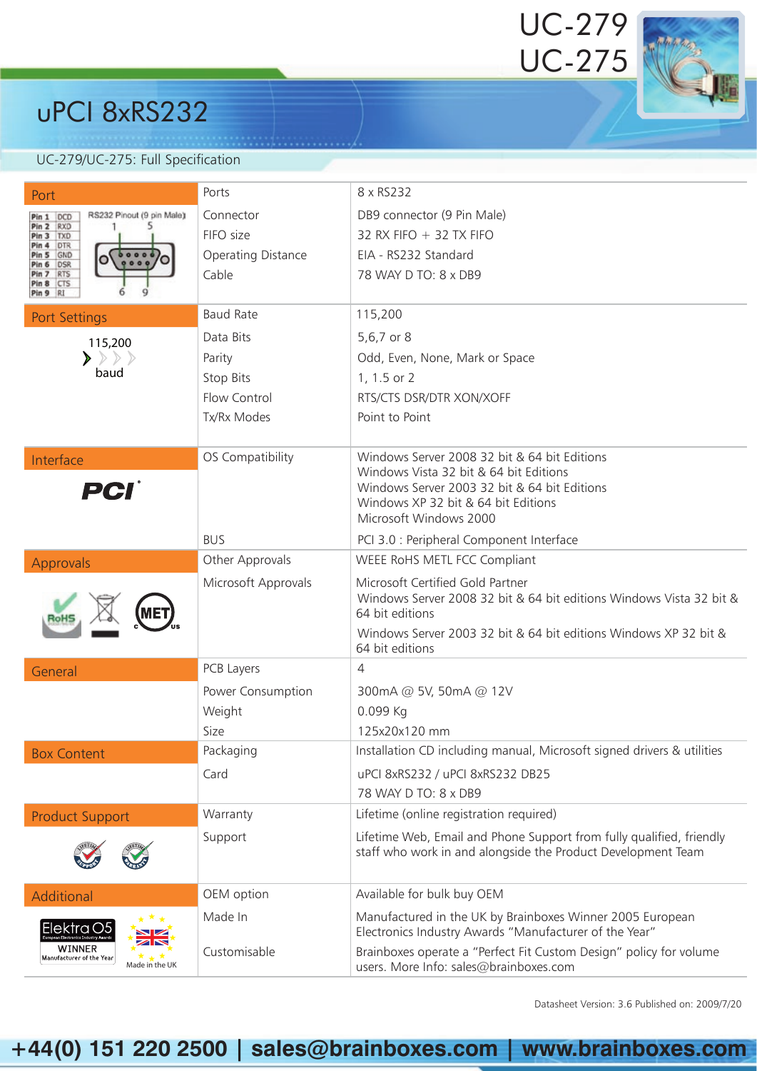# UC-279
# UC-275

## uPCI 8xRS232

UC-279/UC-275: Full Specification

| | | |
|---|---|---|
| **Port** | Ports | 8 x RS232 |
| RS232 Pinout (9 pin Male): Pin 1 DCD, Pin 2 RXD, Pin 3 TXD, Pin 4 DTR, Pin 5 GND, Pin 6 DSR, Pin 7 RTS, Pin 8 CTS, Pin 9 RI | Connector | DB9 connector (9 Pin Male) |
| | FIFO size | 32 RX FIFO + 32 TX FIFO |
| | Operating Distance | EIA - RS232 Standard |
| | Cable | 78 WAY D TO: 8 x DB9 |
| **Port Settings** | Baud Rate | 115,200 |
| 115,200 baud | Data Bits | 5,6,7 or 8 |
| | Parity | Odd, Even, None, Mark or Space |
| | Stop Bits | 1, 1.5 or 2 |
| | Flow Control | RTS/CTS DSR/DTR XON/XOFF |
| | Tx/Rx Modes | Point to Point |
| **Interface** | OS Compatibility | Windows Server 2008 32 bit & 64 bit Editions<br>Windows Vista 32 bit & 64 bit Editions<br>Windows Server 2003 32 bit & 64 bit Editions<br>Windows XP 32 bit & 64 bit Editions<br>Microsoft Windows 2000 |
| PCI | BUS | PCI 3.0 : Peripheral Component Interface |
| **Approvals** | Other Approvals | WEEE RoHS METL FCC Compliant |
| RoHS, WEEE, MET | Microsoft Approvals | Microsoft Certified Gold Partner<br>Windows Server 2008 32 bit & 64 bit editions Windows Vista 32 bit & 64 bit editions<br>Windows Server 2003 32 bit & 64 bit editions Windows XP 32 bit & 64 bit editions |
| **General** | PCB Layers | 4 |
| | Power Consumption | 300mA @ 5V, 50mA @ 12V |
| | Weight | 0.099 Kg |
| | Size | 125x20x120 mm |
| **Box Content** | Packaging | Installation CD including manual, Microsoft signed drivers & utilities |
| | Card | uPCI 8xRS232 / uPCI 8xRS232 DB25 |
| | | 78 WAY D TO: 8 x DB9 |
| **Product Support** | Warranty | Lifetime (online registration required) |
| Lifetime Support, Lifetime Warranty | Support | Lifetime Web, Email and Phone Support from fully qualified, friendly staff who work in and alongside the Product Development Team |
| **Additional** | OEM option | Available for bulk buy OEM |
| Elektra 05 WINNER Manufacturer of the Year; Made in the UK | Made In | Manufactured in the UK by Brainboxes Winner 2005 European Electronics Industry Awards "Manufacturer of the Year" |
| | Customisable | Brainboxes operate a "Perfect Fit Custom Design" policy for volume users. More Info: sales@brainboxes.com |

Datasheet Version: 3.6 Published on: 2009/7/20

**+44(0) 151 220 2500 | sales@brainboxes.com | www.brainboxes.com**